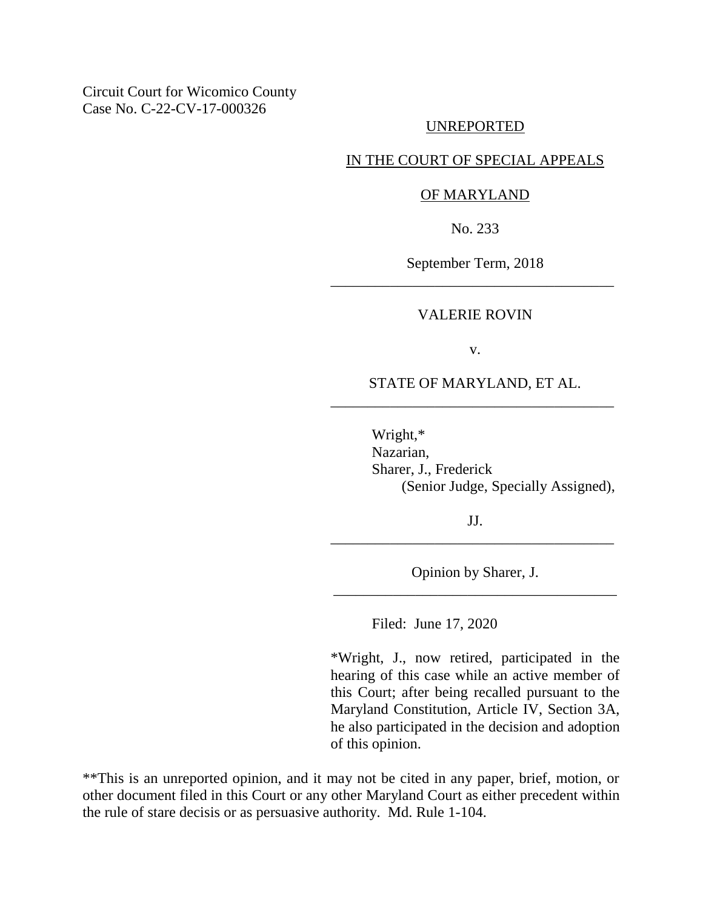Circuit Court for Wicomico County
Case No. C-22-CV-17-000326

UNREPORTED

IN THE COURT OF SPECIAL APPEALS

OF MARYLAND

No. 233

September Term, 2018

---

VALERIE ROVIN

v.

STATE OF MARYLAND, ET AL.

---

Wright,*
Nazarian,
Sharer, J., Frederick
(Senior Judge, Specially Assigned),

JJ.

---

Opinion by Sharer, J.

---

Filed: June 17, 2020

*Wright, J., now retired, participated in the hearing of this case while an active member of this Court; after being recalled pursuant to the Maryland Constitution, Article IV, Section 3A, he also participated in the decision and adoption of this opinion.

**This is an unreported opinion, and it may not be cited in any paper, brief, motion, or other document filed in this Court or any other Maryland Court as either precedent within the rule of stare decisis or as persuasive authority. Md. Rule 1-104.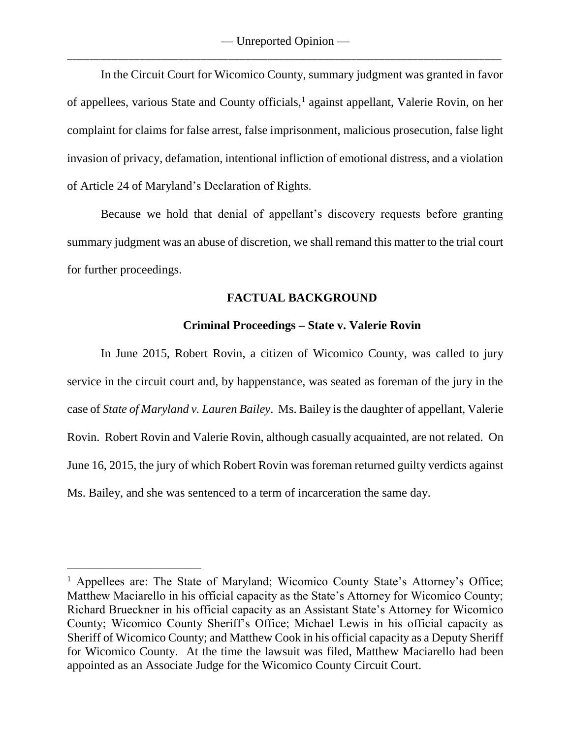In the Circuit Court for Wicomico County, summary judgment was granted in favor of appellees, various State and County officials,[1] against appellant, Valerie Rovin, on her complaint for claims for false arrest, false imprisonment, malicious prosecution, false light invasion of privacy, defamation, intentional infliction of emotional distress, and a violation of Article 24 of Maryland's Declaration of Rights.

Because we hold that denial of appellant's discovery requests before granting summary judgment was an abuse of discretion, we shall remand this matter to the trial court for further proceedings.

## FACTUAL BACKGROUND

### Criminal Proceedings – State v. Valerie Rovin

In June 2015, Robert Rovin, a citizen of Wicomico County, was called to jury service in the circuit court and, by happenstance, was seated as foreman of the jury in the case of *State of Maryland v. Lauren Bailey*. Ms. Bailey is the daughter of appellant, Valerie Rovin. Robert Rovin and Valerie Rovin, although casually acquainted, are not related. On June 16, 2015, the jury of which Robert Rovin was foreman returned guilty verdicts against Ms. Bailey, and she was sentenced to a term of incarceration the same day.

---

[1] Appellees are: The State of Maryland; Wicomico County State's Attorney's Office; Matthew Maciarello in his official capacity as the State's Attorney for Wicomico County; Richard Brueckner in his official capacity as an Assistant State's Attorney for Wicomico County; Wicomico County Sheriff's Office; Michael Lewis in his official capacity as Sheriff of Wicomico County; and Matthew Cook in his official capacity as a Deputy Sheriff for Wicomico County. At the time the lawsuit was filed, Matthew Maciarello had been appointed as an Associate Judge for the Wicomico County Circuit Court.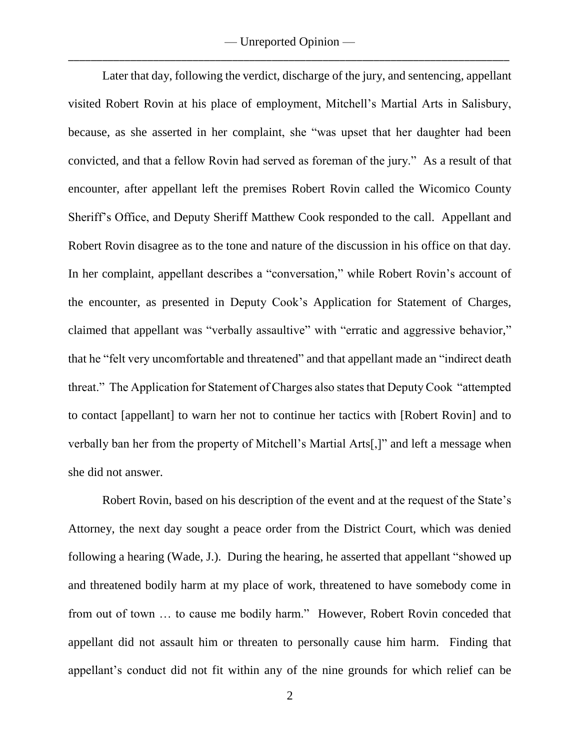Later that day, following the verdict, discharge of the jury, and sentencing, appellant visited Robert Rovin at his place of employment, Mitchell's Martial Arts in Salisbury, because, as she asserted in her complaint, she "was upset that her daughter had been convicted, and that a fellow Rovin had served as foreman of the jury." As a result of that encounter, after appellant left the premises Robert Rovin called the Wicomico County Sheriff's Office, and Deputy Sheriff Matthew Cook responded to the call. Appellant and Robert Rovin disagree as to the tone and nature of the discussion in his office on that day. In her complaint, appellant describes a "conversation," while Robert Rovin's account of the encounter, as presented in Deputy Cook's Application for Statement of Charges, claimed that appellant was "verbally assaultive" with "erratic and aggressive behavior," that he "felt very uncomfortable and threatened" and that appellant made an "indirect death threat." The Application for Statement of Charges also states that Deputy Cook "attempted to contact [appellant] to warn her not to continue her tactics with [Robert Rovin] and to verbally ban her from the property of Mitchell's Martial Arts[,]" and left a message when she did not answer.

Robert Rovin, based on his description of the event and at the request of the State's Attorney, the next day sought a peace order from the District Court, which was denied following a hearing (Wade, J.). During the hearing, he asserted that appellant "showed up and threatened bodily harm at my place of work, threatened to have somebody come in from out of town … to cause me bodily harm." However, Robert Rovin conceded that appellant did not assault him or threaten to personally cause him harm. Finding that appellant's conduct did not fit within any of the nine grounds for which relief can be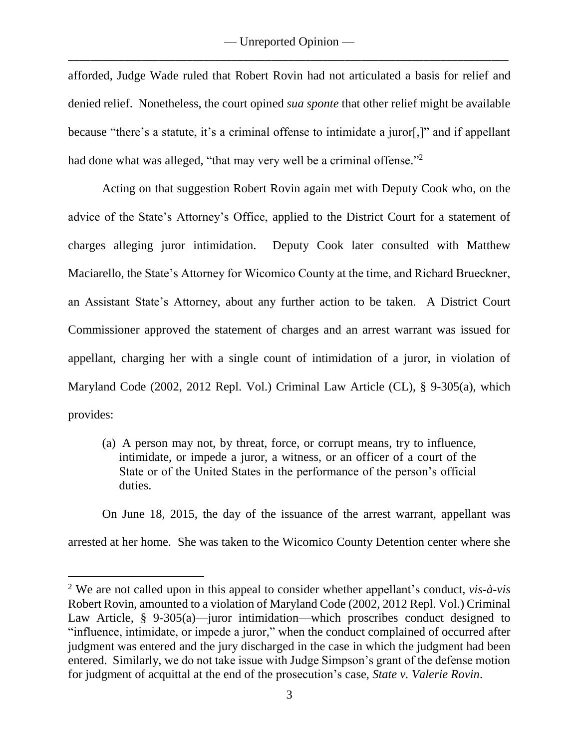afforded, Judge Wade ruled that Robert Rovin had not articulated a basis for relief and denied relief. Nonetheless, the court opined *sua sponte* that other relief might be available because "there's a statute, it's a criminal offense to intimidate a juror[,]" and if appellant had done what was alleged, "that may very well be a criminal offense."[2]

Acting on that suggestion Robert Rovin again met with Deputy Cook who, on the advice of the State's Attorney's Office, applied to the District Court for a statement of charges alleging juror intimidation. Deputy Cook later consulted with Matthew Maciarello, the State's Attorney for Wicomico County at the time, and Richard Brueckner, an Assistant State's Attorney, about any further action to be taken. A District Court Commissioner approved the statement of charges and an arrest warrant was issued for appellant, charging her with a single count of intimidation of a juror, in violation of Maryland Code (2002, 2012 Repl. Vol.) Criminal Law Article (CL), § 9-305(a), which provides:

> (a) A person may not, by threat, force, or corrupt means, try to influence, intimidate, or impede a juror, a witness, or an officer of a court of the State or of the United States in the performance of the person's official duties.

On June 18, 2015, the day of the issuance of the arrest warrant, appellant was arrested at her home. She was taken to the Wicomico County Detention center where she

---

[2] We are not called upon in this appeal to consider whether appellant's conduct, *vis-à-vis* Robert Rovin, amounted to a violation of Maryland Code (2002, 2012 Repl. Vol.) Criminal Law Article, § 9-305(a)—juror intimidation—which proscribes conduct designed to "influence, intimidate, or impede a juror," when the conduct complained of occurred after judgment was entered and the jury discharged in the case in which the judgment had been entered. Similarly, we do not take issue with Judge Simpson's grant of the defense motion for judgment of acquittal at the end of the prosecution's case, *State v. Valerie Rovin*.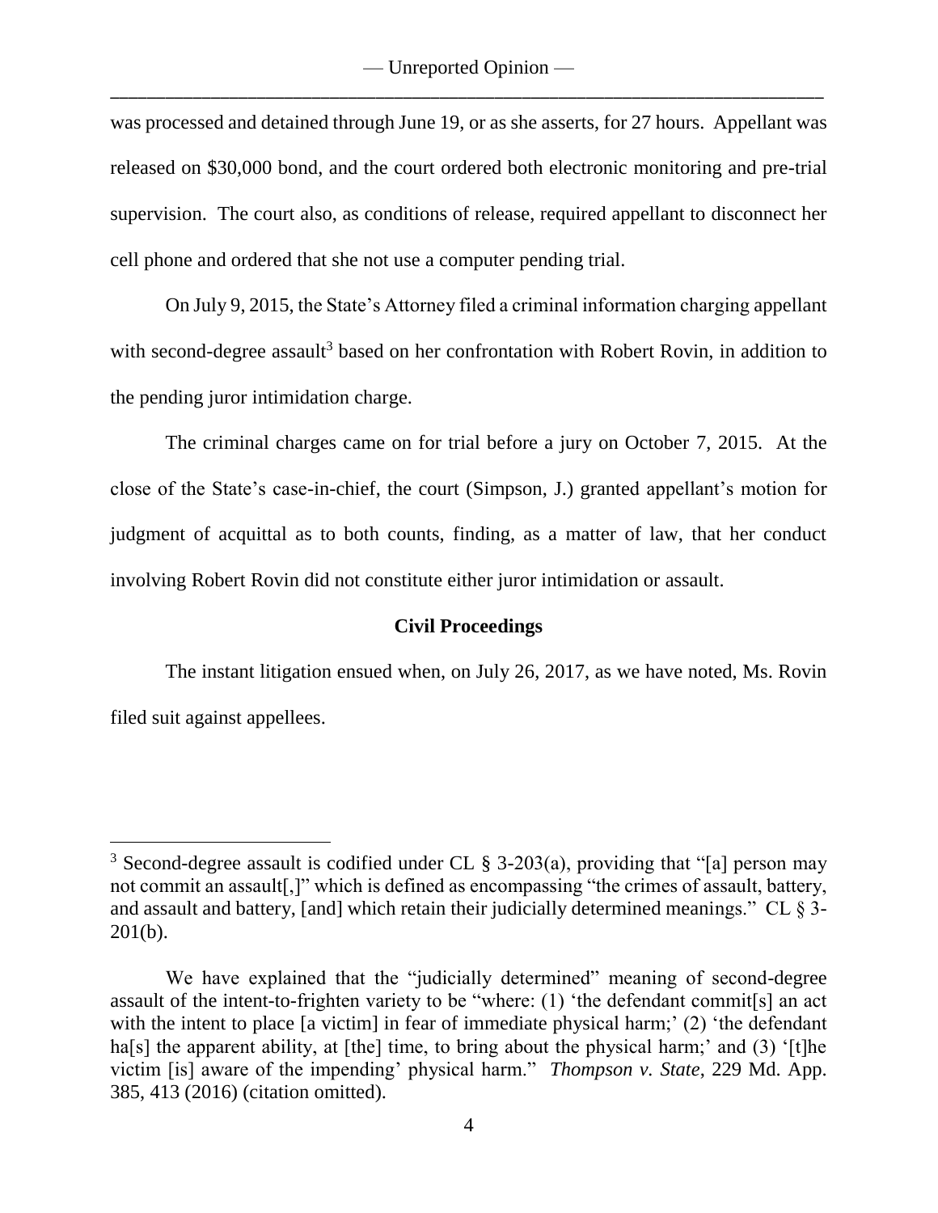was processed and detained through June 19, or as she asserts, for 27 hours. Appellant was released on $30,000 bond, and the court ordered both electronic monitoring and pre-trial supervision. The court also, as conditions of release, required appellant to disconnect her cell phone and ordered that she not use a computer pending trial.

On July 9, 2015, the State's Attorney filed a criminal information charging appellant with second-degree assault[3] based on her confrontation with Robert Rovin, in addition to the pending juror intimidation charge.

The criminal charges came on for trial before a jury on October 7, 2015. At the close of the State's case-in-chief, the court (Simpson, J.) granted appellant's motion for judgment of acquittal as to both counts, finding, as a matter of law, that her conduct involving Robert Rovin did not constitute either juror intimidation or assault.

**Civil Proceedings**

The instant litigation ensued when, on July 26, 2017, as we have noted, Ms. Rovin filed suit against appellees.

---

[3] Second-degree assault is codified under CL § 3-203(a), providing that "[a] person may not commit an assault[,]" which is defined as encompassing "the crimes of assault, battery, and assault and battery, [and] which retain their judicially determined meanings." CL § 3-201(b).

We have explained that the "judicially determined" meaning of second-degree assault of the intent-to-frighten variety to be "where: (1) 'the defendant commit[s] an act with the intent to place [a victim] in fear of immediate physical harm;' (2) 'the defendant ha[s] the apparent ability, at [the] time, to bring about the physical harm;' and (3) '[t]he victim [is] aware of the impending' physical harm." *Thompson v. State*, 229 Md. App. 385, 413 (2016) (citation omitted).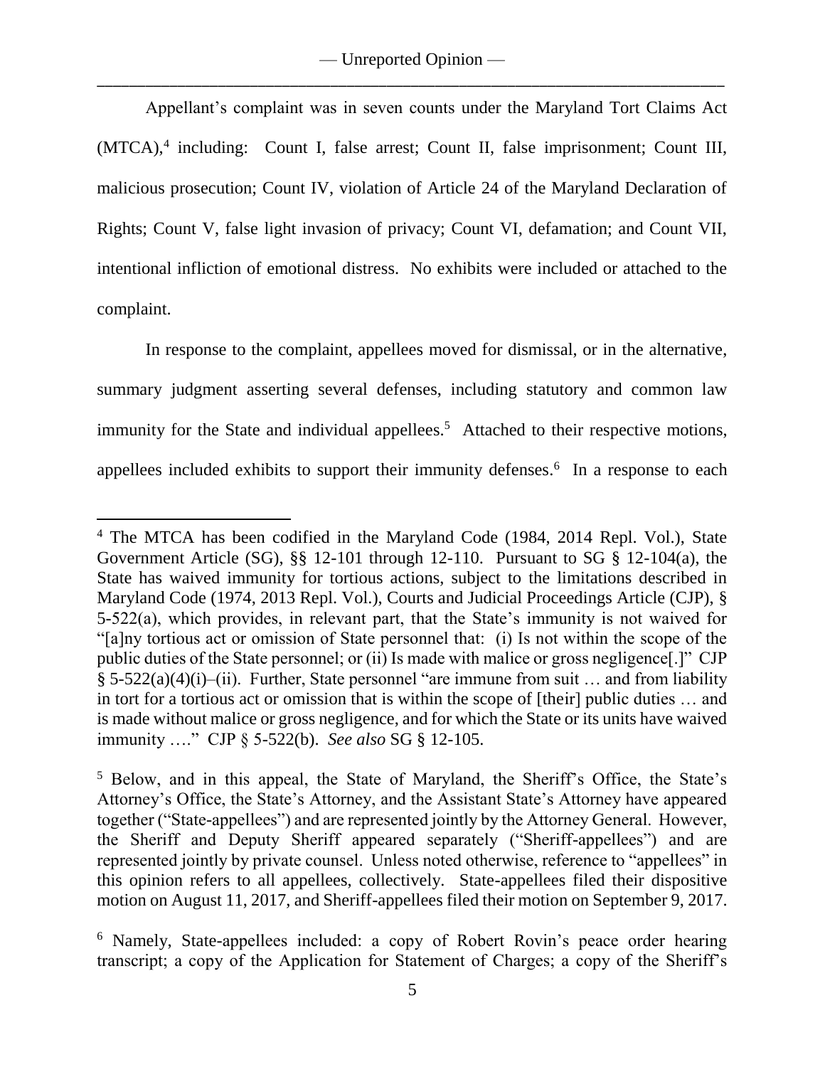Appellant's complaint was in seven counts under the Maryland Tort Claims Act (MTCA),[4] including: Count I, false arrest; Count II, false imprisonment; Count III, malicious prosecution; Count IV, violation of Article 24 of the Maryland Declaration of Rights; Count V, false light invasion of privacy; Count VI, defamation; and Count VII, intentional infliction of emotional distress. No exhibits were included or attached to the complaint.

In response to the complaint, appellees moved for dismissal, or in the alternative, summary judgment asserting several defenses, including statutory and common law immunity for the State and individual appellees.[5] Attached to their respective motions, appellees included exhibits to support their immunity defenses.[6] In a response to each

---

[4] The MTCA has been codified in the Maryland Code (1984, 2014 Repl. Vol.), State Government Article (SG), §§ 12-101 through 12-110. Pursuant to SG § 12-104(a), the State has waived immunity for tortious actions, subject to the limitations described in Maryland Code (1974, 2013 Repl. Vol.), Courts and Judicial Proceedings Article (CJP), § 5-522(a), which provides, in relevant part, that the State's immunity is not waived for "[a]ny tortious act or omission of State personnel that: (i) Is not within the scope of the public duties of the State personnel; or (ii) Is made with malice or gross negligence[.]" CJP § 5-522(a)(4)(i)–(ii). Further, State personnel "are immune from suit … and from liability in tort for a tortious act or omission that is within the scope of [their] public duties … and is made without malice or gross negligence, and for which the State or its units have waived immunity …." CJP § 5-522(b). *See also* SG § 12-105.

[5] Below, and in this appeal, the State of Maryland, the Sheriff's Office, the State's Attorney's Office, the State's Attorney, and the Assistant State's Attorney have appeared together ("State-appellees") and are represented jointly by the Attorney General. However, the Sheriff and Deputy Sheriff appeared separately ("Sheriff-appellees") and are represented jointly by private counsel. Unless noted otherwise, reference to "appellees" in this opinion refers to all appellees, collectively. State-appellees filed their dispositive motion on August 11, 2017, and Sheriff-appellees filed their motion on September 9, 2017.

[6] Namely, State-appellees included: a copy of Robert Rovin's peace order hearing transcript; a copy of the Application for Statement of Charges; a copy of the Sheriff's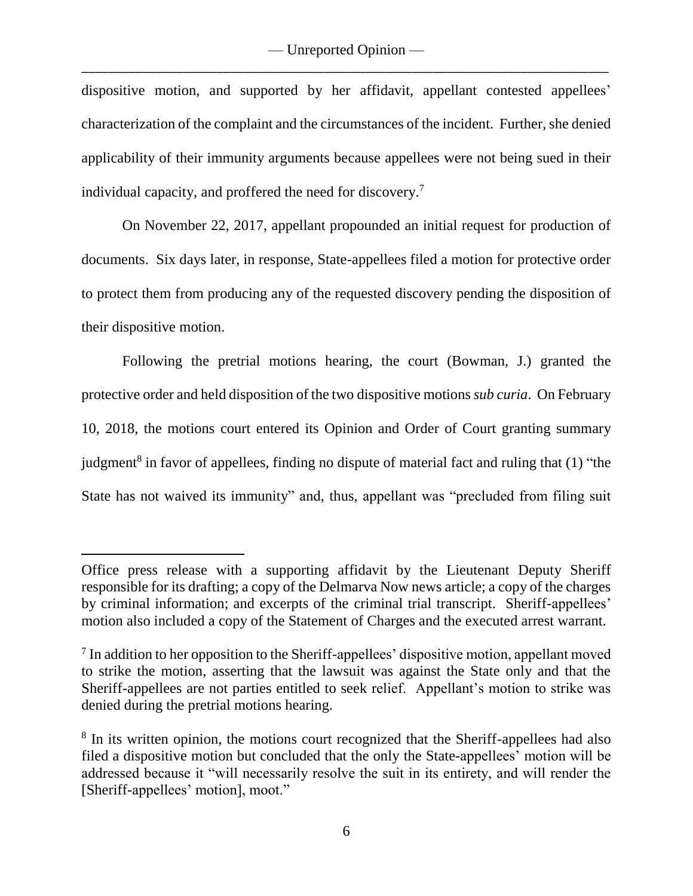dispositive motion, and supported by her affidavit, appellant contested appellees' characterization of the complaint and the circumstances of the incident. Further, she denied applicability of their immunity arguments because appellees were not being sued in their individual capacity, and proffered the need for discovery.[7]

On November 22, 2017, appellant propounded an initial request for production of documents. Six days later, in response, State-appellees filed a motion for protective order to protect them from producing any of the requested discovery pending the disposition of their dispositive motion.

Following the pretrial motions hearing, the court (Bowman, J.) granted the protective order and held disposition of the two dispositive motions *sub curia*. On February 10, 2018, the motions court entered its Opinion and Order of Court granting summary judgment[8] in favor of appellees, finding no dispute of material fact and ruling that (1) "the State has not waived its immunity" and, thus, appellant was "precluded from filing suit

---

Office press release with a supporting affidavit by the Lieutenant Deputy Sheriff responsible for its drafting; a copy of the Delmarva Now news article; a copy of the charges by criminal information; and excerpts of the criminal trial transcript. Sheriff-appellees' motion also included a copy of the Statement of Charges and the executed arrest warrant.

[7] In addition to her opposition to the Sheriff-appellees' dispositive motion, appellant moved to strike the motion, asserting that the lawsuit was against the State only and that the Sheriff-appellees are not parties entitled to seek relief. Appellant's motion to strike was denied during the pretrial motions hearing.

[8] In its written opinion, the motions court recognized that the Sheriff-appellees had also filed a dispositive motion but concluded that the only the State-appellees' motion will be addressed because it "will necessarily resolve the suit in its entirety, and will render the [Sheriff-appellees' motion], moot."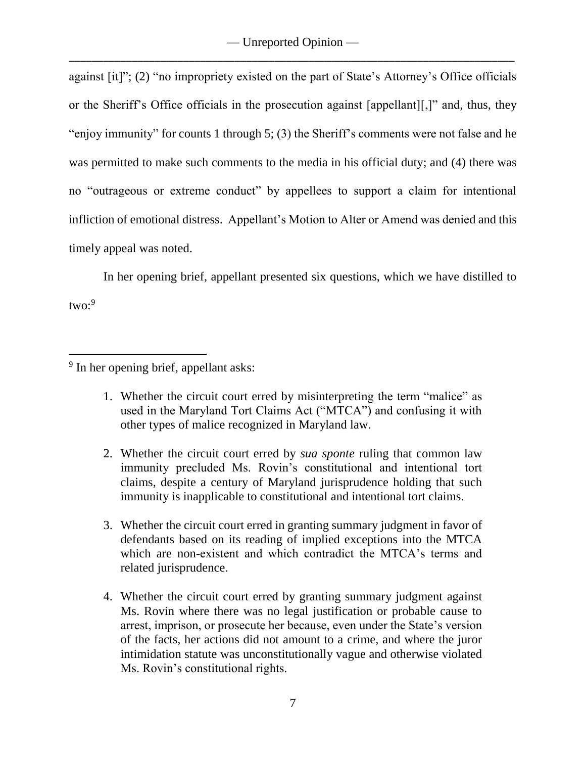against [it]"; (2) "no impropriety existed on the part of State's Attorney's Office officials or the Sheriff's Office officials in the prosecution against [appellant][,]" and, thus, they "enjoy immunity" for counts 1 through 5; (3) the Sheriff's comments were not false and he was permitted to make such comments to the media in his official duty; and (4) there was no "outrageous or extreme conduct" by appellees to support a claim for intentional infliction of emotional distress. Appellant's Motion to Alter or Amend was denied and this timely appeal was noted.

In her opening brief, appellant presented six questions, which we have distilled to two:[9]

---

[9] In her opening brief, appellant asks:

1. Whether the circuit court erred by misinterpreting the term "malice" as used in the Maryland Tort Claims Act ("MTCA") and confusing it with other types of malice recognized in Maryland law.

2. Whether the circuit court erred by *sua sponte* ruling that common law immunity precluded Ms. Rovin's constitutional and intentional tort claims, despite a century of Maryland jurisprudence holding that such immunity is inapplicable to constitutional and intentional tort claims.

3. Whether the circuit court erred in granting summary judgment in favor of defendants based on its reading of implied exceptions into the MTCA which are non-existent and which contradict the MTCA's terms and related jurisprudence.

4. Whether the circuit court erred by granting summary judgment against Ms. Rovin where there was no legal justification or probable cause to arrest, imprison, or prosecute her because, even under the State's version of the facts, her actions did not amount to a crime, and where the juror intimidation statute was unconstitutionally vague and otherwise violated Ms. Rovin's constitutional rights.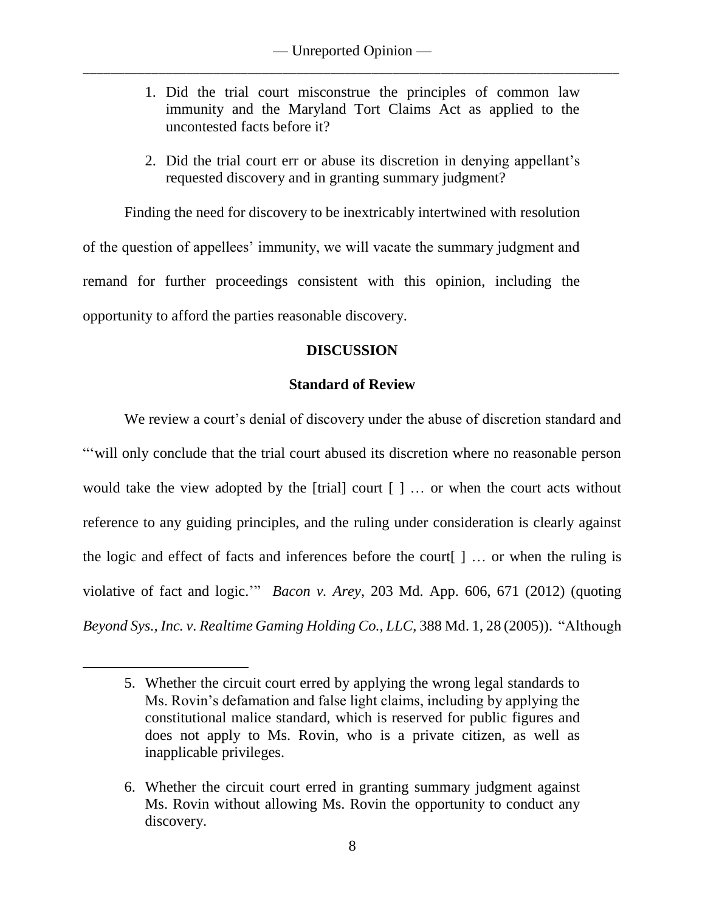1. Did the trial court misconstrue the principles of common law immunity and the Maryland Tort Claims Act as applied to the uncontested facts before it?

2. Did the trial court err or abuse its discretion in denying appellant's requested discovery and in granting summary judgment?

Finding the need for discovery to be inextricably intertwined with resolution of the question of appellees' immunity, we will vacate the summary judgment and remand for further proceedings consistent with this opinion, including the opportunity to afford the parties reasonable discovery.

## DISCUSSION

### Standard of Review

We review a court's denial of discovery under the abuse of discretion standard and "'will only conclude that the trial court abused its discretion where no reasonable person would take the view adopted by the [trial] court [ ] … or when the court acts without reference to any guiding principles, and the ruling under consideration is clearly against the logic and effect of facts and inferences before the court[ ] … or when the ruling is violative of fact and logic.'" *Bacon v. Arey*, 203 Md. App. 606, 671 (2012) (quoting *Beyond Sys., Inc. v. Realtime Gaming Holding Co., LLC*, 388 Md. 1, 28 (2005)). "Although

---

5. Whether the circuit court erred by applying the wrong legal standards to Ms. Rovin's defamation and false light claims, including by applying the constitutional malice standard, which is reserved for public figures and does not apply to Ms. Rovin, who is a private citizen, as well as inapplicable privileges.

6. Whether the circuit court erred in granting summary judgment against Ms. Rovin without allowing Ms. Rovin the opportunity to conduct any discovery.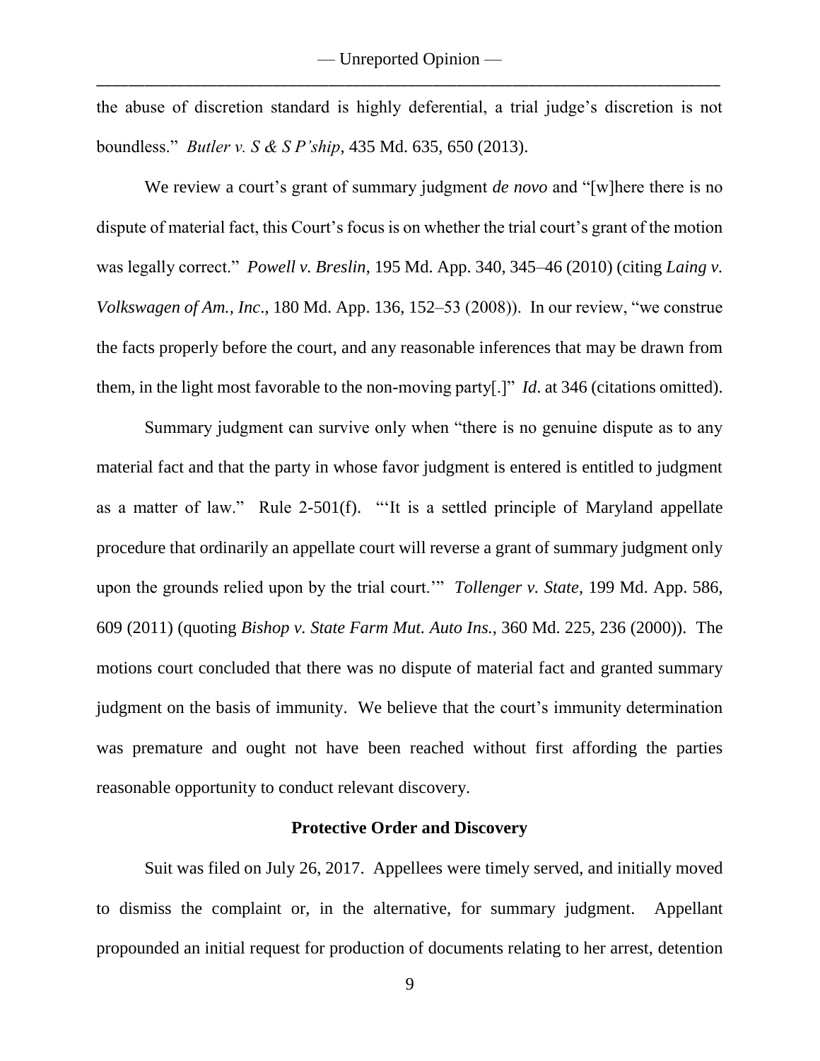the abuse of discretion standard is highly deferential, a trial judge's discretion is not boundless." *Butler v. S & S P'ship*, 435 Md. 635, 650 (2013).

We review a court's grant of summary judgment *de novo* and "[w]here there is no dispute of material fact, this Court's focus is on whether the trial court's grant of the motion was legally correct." *Powell v. Breslin*, 195 Md. App. 340, 345–46 (2010) (citing *Laing v. Volkswagen of Am., Inc*., 180 Md. App. 136, 152–53 (2008)). In our review, "we construe the facts properly before the court, and any reasonable inferences that may be drawn from them, in the light most favorable to the non-moving party[.]" *Id*. at 346 (citations omitted).

Summary judgment can survive only when "there is no genuine dispute as to any material fact and that the party in whose favor judgment is entered is entitled to judgment as a matter of law." Rule 2-501(f). "'It is a settled principle of Maryland appellate procedure that ordinarily an appellate court will reverse a grant of summary judgment only upon the grounds relied upon by the trial court.'" *Tollenger v. State*, 199 Md. App. 586, 609 (2011) (quoting *Bishop v. State Farm Mut. Auto Ins.*, 360 Md. 225, 236 (2000)). The motions court concluded that there was no dispute of material fact and granted summary judgment on the basis of immunity. We believe that the court's immunity determination was premature and ought not have been reached without first affording the parties reasonable opportunity to conduct relevant discovery.

**Protective Order and Discovery**

Suit was filed on July 26, 2017. Appellees were timely served, and initially moved to dismiss the complaint or, in the alternative, for summary judgment. Appellant propounded an initial request for production of documents relating to her arrest, detention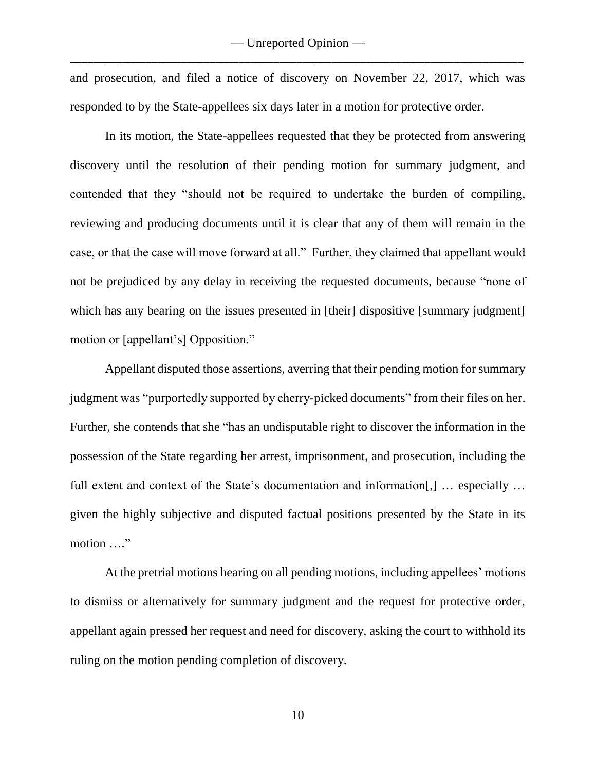and prosecution, and filed a notice of discovery on November 22, 2017, which was responded to by the State-appellees six days later in a motion for protective order.

In its motion, the State-appellees requested that they be protected from answering discovery until the resolution of their pending motion for summary judgment, and contended that they "should not be required to undertake the burden of compiling, reviewing and producing documents until it is clear that any of them will remain in the case, or that the case will move forward at all." Further, they claimed that appellant would not be prejudiced by any delay in receiving the requested documents, because "none of which has any bearing on the issues presented in [their] dispositive [summary judgment] motion or [appellant's] Opposition."

Appellant disputed those assertions, averring that their pending motion for summary judgment was "purportedly supported by cherry-picked documents" from their files on her. Further, she contends that she "has an undisputable right to discover the information in the possession of the State regarding her arrest, imprisonment, and prosecution, including the full extent and context of the State's documentation and information[,] … especially … given the highly subjective and disputed factual positions presented by the State in its motion …."

At the pretrial motions hearing on all pending motions, including appellees' motions to dismiss or alternatively for summary judgment and the request for protective order, appellant again pressed her request and need for discovery, asking the court to withhold its ruling on the motion pending completion of discovery.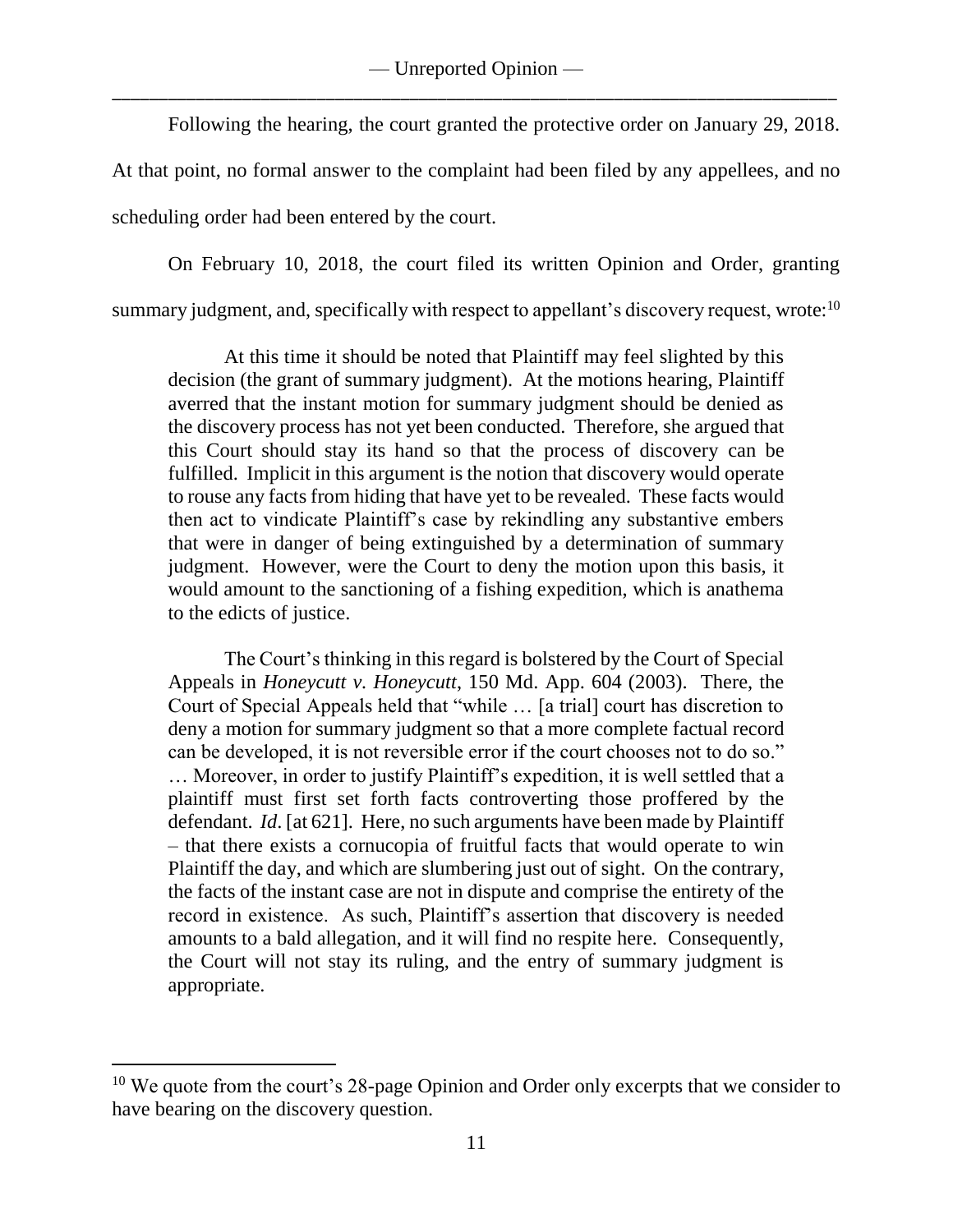Following the hearing, the court granted the protective order on January 29, 2018. At that point, no formal answer to the complaint had been filed by any appellees, and no scheduling order had been entered by the court.

On February 10, 2018, the court filed its written Opinion and Order, granting summary judgment, and, specifically with respect to appellant's discovery request, wrote:[10]

> At this time it should be noted that Plaintiff may feel slighted by this decision (the grant of summary judgment). At the motions hearing, Plaintiff averred that the instant motion for summary judgment should be denied as the discovery process has not yet been conducted. Therefore, she argued that this Court should stay its hand so that the process of discovery can be fulfilled. Implicit in this argument is the notion that discovery would operate to rouse any facts from hiding that have yet to be revealed. These facts would then act to vindicate Plaintiff's case by rekindling any substantive embers that were in danger of being extinguished by a determination of summary judgment. However, were the Court to deny the motion upon this basis, it would amount to the sanctioning of a fishing expedition, which is anathema to the edicts of justice.
>
> The Court's thinking in this regard is bolstered by the Court of Special Appeals in *Honeycutt v. Honeycutt*, 150 Md. App. 604 (2003). There, the Court of Special Appeals held that "while … [a trial] court has discretion to deny a motion for summary judgment so that a more complete factual record can be developed, it is not reversible error if the court chooses not to do so." … Moreover, in order to justify Plaintiff's expedition, it is well settled that a plaintiff must first set forth facts controverting those proffered by the defendant. *Id*. [at 621]. Here, no such arguments have been made by Plaintiff – that there exists a cornucopia of fruitful facts that would operate to win Plaintiff the day, and which are slumbering just out of sight. On the contrary, the facts of the instant case are not in dispute and comprise the entirety of the record in existence. As such, Plaintiff's assertion that discovery is needed amounts to a bald allegation, and it will find no respite here. Consequently, the Court will not stay its ruling, and the entry of summary judgment is appropriate.

[10] We quote from the court's 28-page Opinion and Order only excerpts that we consider to have bearing on the discovery question.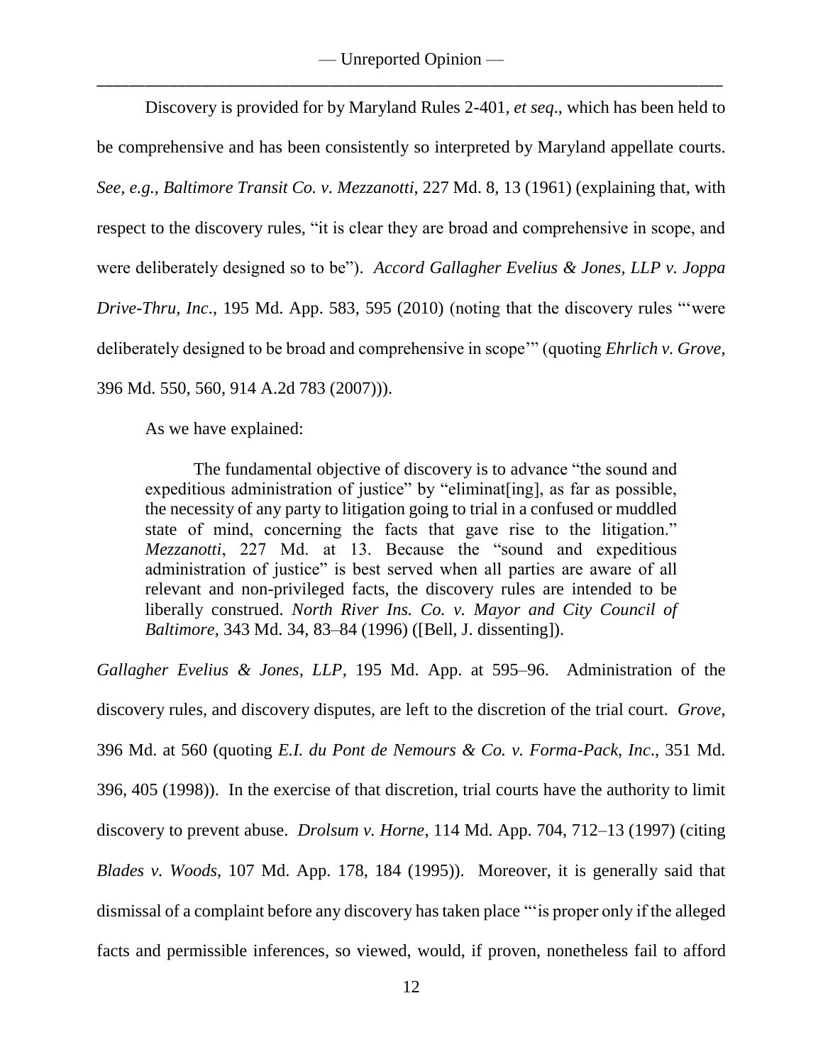Discovery is provided for by Maryland Rules 2-401, *et seq*., which has been held to be comprehensive and has been consistently so interpreted by Maryland appellate courts. *See, e.g., Baltimore Transit Co. v. Mezzanotti*, 227 Md. 8, 13 (1961) (explaining that, with respect to the discovery rules, "it is clear they are broad and comprehensive in scope, and were deliberately designed so to be"). *Accord Gallagher Evelius & Jones, LLP v. Joppa Drive-Thru, Inc*., 195 Md. App. 583, 595 (2010) (noting that the discovery rules "'were deliberately designed to be broad and comprehensive in scope'" (quoting *Ehrlich v. Grove*, 396 Md. 550, 560, 914 A.2d 783 (2007))).

As we have explained:

> The fundamental objective of discovery is to advance "the sound and expeditious administration of justice" by "eliminat[ing], as far as possible, the necessity of any party to litigation going to trial in a confused or muddled state of mind, concerning the facts that gave rise to the litigation." *Mezzanotti*, 227 Md. at 13. Because the "sound and expeditious administration of justice" is best served when all parties are aware of all relevant and non-privileged facts, the discovery rules are intended to be liberally construed. *North River Ins. Co. v. Mayor and City Council of Baltimore*, 343 Md. 34, 83–84 (1996) ([Bell, J. dissenting]).

*Gallagher Evelius & Jones, LLP*, 195 Md. App. at 595–96. Administration of the discovery rules, and discovery disputes, are left to the discretion of the trial court. *Grove*, 396 Md. at 560 (quoting *E.I. du Pont de Nemours & Co. v. Forma-Pack, Inc*., 351 Md. 396, 405 (1998)). In the exercise of that discretion, trial courts have the authority to limit discovery to prevent abuse. *Drolsum v. Horne*, 114 Md. App. 704, 712–13 (1997) (citing *Blades v. Woods*, 107 Md. App. 178, 184 (1995)). Moreover, it is generally said that dismissal of a complaint before any discovery has taken place "'is proper only if the alleged facts and permissible inferences, so viewed, would, if proven, nonetheless fail to afford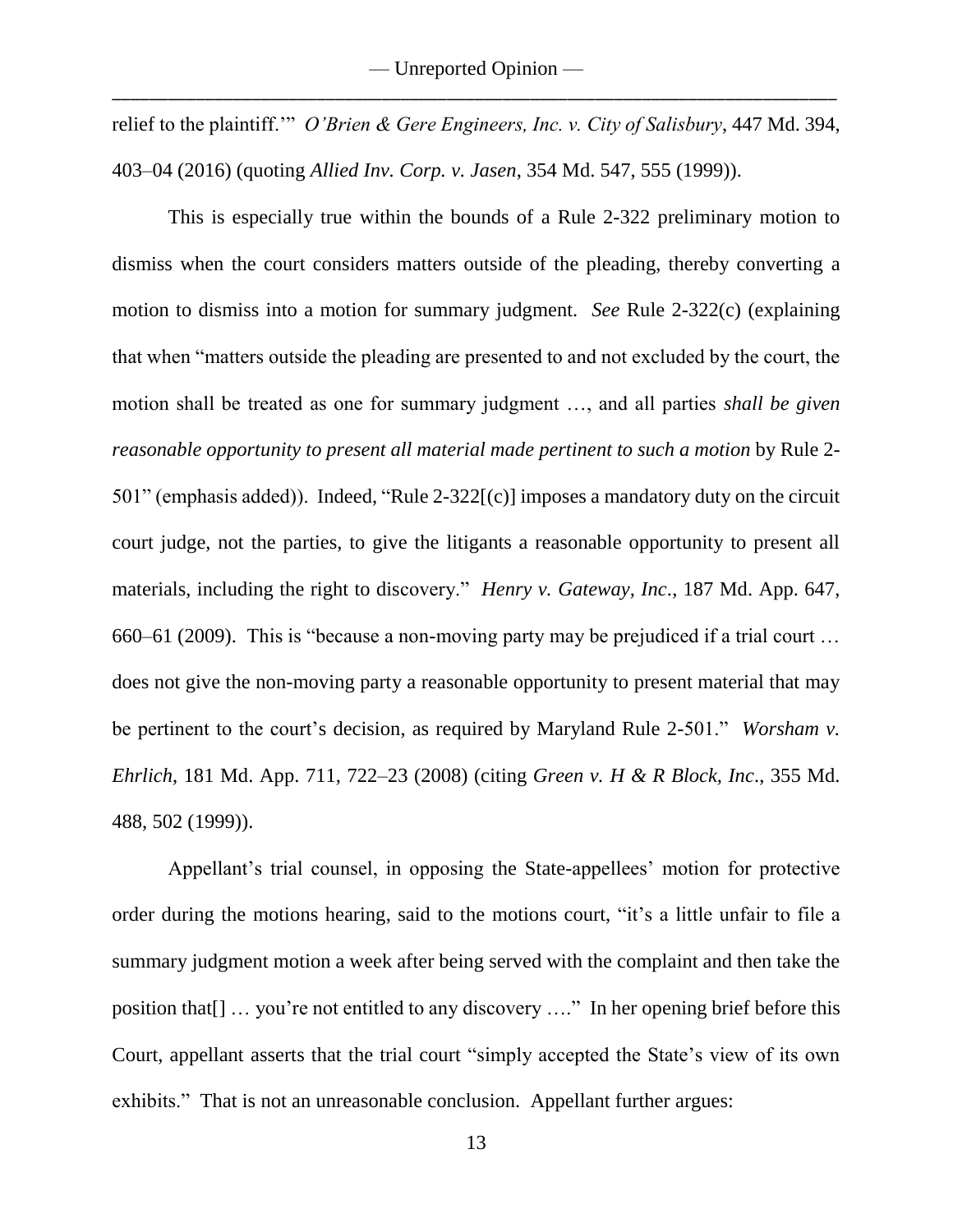relief to the plaintiff.'" *O'Brien & Gere Engineers, Inc. v. City of Salisbury*, 447 Md. 394, 403–04 (2016) (quoting *Allied Inv. Corp. v. Jasen*, 354 Md. 547, 555 (1999)).

This is especially true within the bounds of a Rule 2-322 preliminary motion to dismiss when the court considers matters outside of the pleading, thereby converting a motion to dismiss into a motion for summary judgment. *See* Rule 2-322(c) (explaining that when "matters outside the pleading are presented to and not excluded by the court, the motion shall be treated as one for summary judgment …, and all parties *shall be given reasonable opportunity to present all material made pertinent to such a motion* by Rule 2-501" (emphasis added)). Indeed, "Rule 2-322[(c)] imposes a mandatory duty on the circuit court judge, not the parties, to give the litigants a reasonable opportunity to present all materials, including the right to discovery." *Henry v. Gateway, Inc*., 187 Md. App. 647, 660–61 (2009). This is "because a non-moving party may be prejudiced if a trial court … does not give the non-moving party a reasonable opportunity to present material that may be pertinent to the court's decision, as required by Maryland Rule 2-501." *Worsham v. Ehrlich*, 181 Md. App. 711, 722–23 (2008) (citing *Green v. H & R Block, Inc*., 355 Md. 488, 502 (1999)).

Appellant's trial counsel, in opposing the State-appellees' motion for protective order during the motions hearing, said to the motions court, "it's a little unfair to file a summary judgment motion a week after being served with the complaint and then take the position that[] … you're not entitled to any discovery …." In her opening brief before this Court, appellant asserts that the trial court "simply accepted the State's view of its own exhibits." That is not an unreasonable conclusion. Appellant further argues: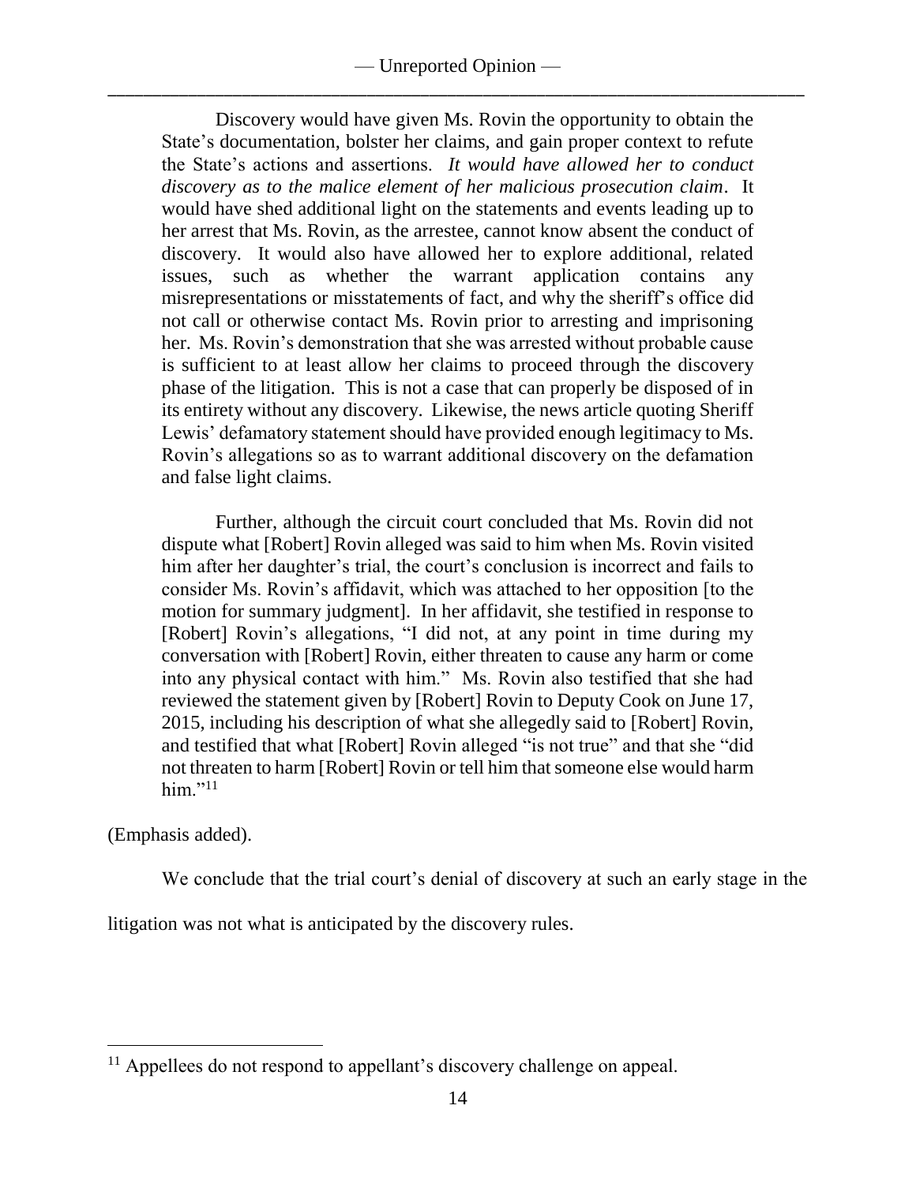> Discovery would have given Ms. Rovin the opportunity to obtain the State's documentation, bolster her claims, and gain proper context to refute the State's actions and assertions. *It would have allowed her to conduct discovery as to the malice element of her malicious prosecution claim*. It would have shed additional light on the statements and events leading up to her arrest that Ms. Rovin, as the arrestee, cannot know absent the conduct of discovery. It would also have allowed her to explore additional, related issues, such as whether the warrant application contains any misrepresentations or misstatements of fact, and why the sheriff's office did not call or otherwise contact Ms. Rovin prior to arresting and imprisoning her. Ms. Rovin's demonstration that she was arrested without probable cause is sufficient to at least allow her claims to proceed through the discovery phase of the litigation. This is not a case that can properly be disposed of in its entirety without any discovery. Likewise, the news article quoting Sheriff Lewis' defamatory statement should have provided enough legitimacy to Ms. Rovin's allegations so as to warrant additional discovery on the defamation and false light claims.
>
> Further, although the circuit court concluded that Ms. Rovin did not dispute what [Robert] Rovin alleged was said to him when Ms. Rovin visited him after her daughter's trial, the court's conclusion is incorrect and fails to consider Ms. Rovin's affidavit, which was attached to her opposition [to the motion for summary judgment]. In her affidavit, she testified in response to [Robert] Rovin's allegations, "I did not, at any point in time during my conversation with [Robert] Rovin, either threaten to cause any harm or come into any physical contact with him." Ms. Rovin also testified that she had reviewed the statement given by [Robert] Rovin to Deputy Cook on June 17, 2015, including his description of what she allegedly said to [Robert] Rovin, and testified that what [Robert] Rovin alleged "is not true" and that she "did not threaten to harm [Robert] Rovin or tell him that someone else would harm him."[11]

(Emphasis added).

We conclude that the trial court's denial of discovery at such an early stage in the litigation was not what is anticipated by the discovery rules.

---

[11] Appellees do not respond to appellant's discovery challenge on appeal.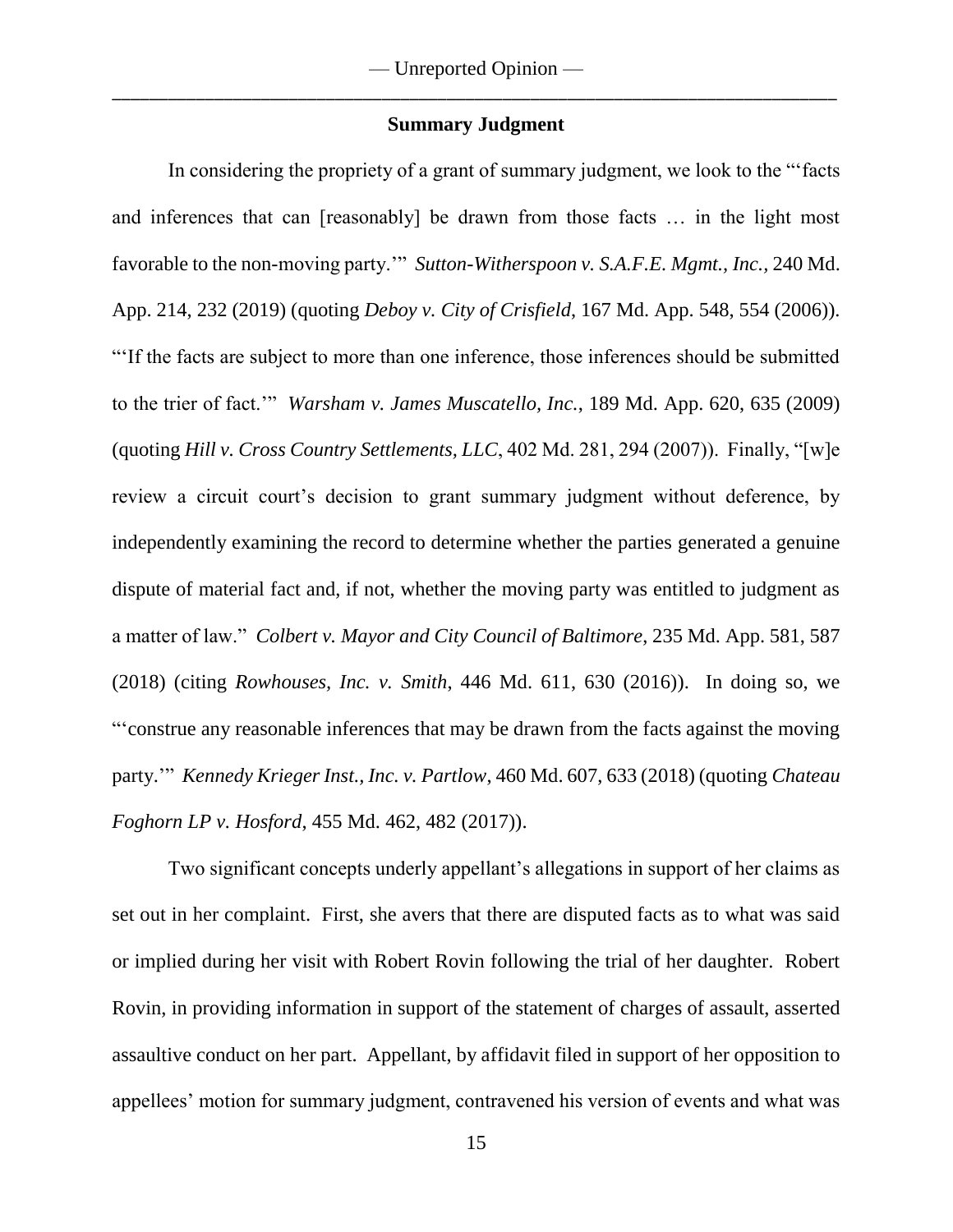**Summary Judgment**

In considering the propriety of a grant of summary judgment, we look to the "'facts and inferences that can [reasonably] be drawn from those facts … in the light most favorable to the non-moving party.'" *Sutton-Witherspoon v. S.A.F.E. Mgmt., Inc.*, 240 Md. App. 214, 232 (2019) (quoting *Deboy v. City of Crisfield*, 167 Md. App. 548, 554 (2006)). "'If the facts are subject to more than one inference, those inferences should be submitted to the trier of fact.'" *Warsham v. James Muscatello, Inc.*, 189 Md. App. 620, 635 (2009) (quoting *Hill v. Cross Country Settlements, LLC*, 402 Md. 281, 294 (2007)). Finally, "[w]e review a circuit court's decision to grant summary judgment without deference, by independently examining the record to determine whether the parties generated a genuine dispute of material fact and, if not, whether the moving party was entitled to judgment as a matter of law." *Colbert v. Mayor and City Council of Baltimore*, 235 Md. App. 581, 587 (2018) (citing *Rowhouses, Inc. v. Smith*, 446 Md. 611, 630 (2016)). In doing so, we "'construe any reasonable inferences that may be drawn from the facts against the moving party.'" *Kennedy Krieger Inst., Inc. v. Partlow*, 460 Md. 607, 633 (2018) (quoting *Chateau Foghorn LP v. Hosford*, 455 Md. 462, 482 (2017)).

Two significant concepts underly appellant's allegations in support of her claims as set out in her complaint. First, she avers that there are disputed facts as to what was said or implied during her visit with Robert Rovin following the trial of her daughter. Robert Rovin, in providing information in support of the statement of charges of assault, asserted assaultive conduct on her part. Appellant, by affidavit filed in support of her opposition to appellees' motion for summary judgment, contravened his version of events and what was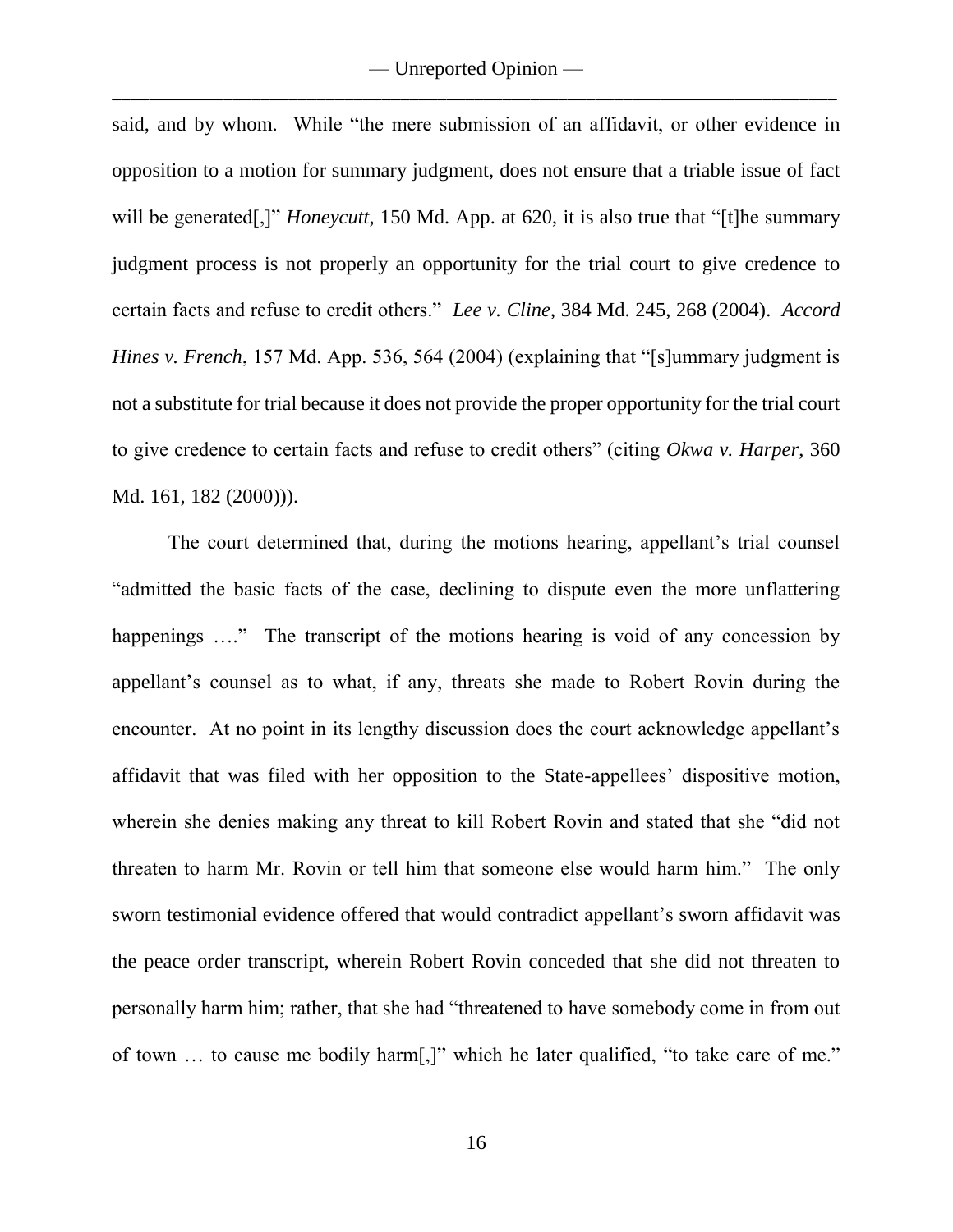said, and by whom. While "the mere submission of an affidavit, or other evidence in opposition to a motion for summary judgment, does not ensure that a triable issue of fact will be generated[,]" *Honeycutt*, 150 Md. App. at 620, it is also true that "[t]he summary judgment process is not properly an opportunity for the trial court to give credence to certain facts and refuse to credit others." *Lee v. Cline*, 384 Md. 245, 268 (2004). *Accord Hines v. French*, 157 Md. App. 536, 564 (2004) (explaining that "[s]ummary judgment is not a substitute for trial because it does not provide the proper opportunity for the trial court to give credence to certain facts and refuse to credit others" (citing *Okwa v. Harper*, 360 Md. 161, 182 (2000))).

The court determined that, during the motions hearing, appellant's trial counsel "admitted the basic facts of the case, declining to dispute even the more unflattering happenings …." The transcript of the motions hearing is void of any concession by appellant's counsel as to what, if any, threats she made to Robert Rovin during the encounter. At no point in its lengthy discussion does the court acknowledge appellant's affidavit that was filed with her opposition to the State-appellees' dispositive motion, wherein she denies making any threat to kill Robert Rovin and stated that she "did not threaten to harm Mr. Rovin or tell him that someone else would harm him." The only sworn testimonial evidence offered that would contradict appellant's sworn affidavit was the peace order transcript, wherein Robert Rovin conceded that she did not threaten to personally harm him; rather, that she had "threatened to have somebody come in from out of town … to cause me bodily harm[,]" which he later qualified, "to take care of me."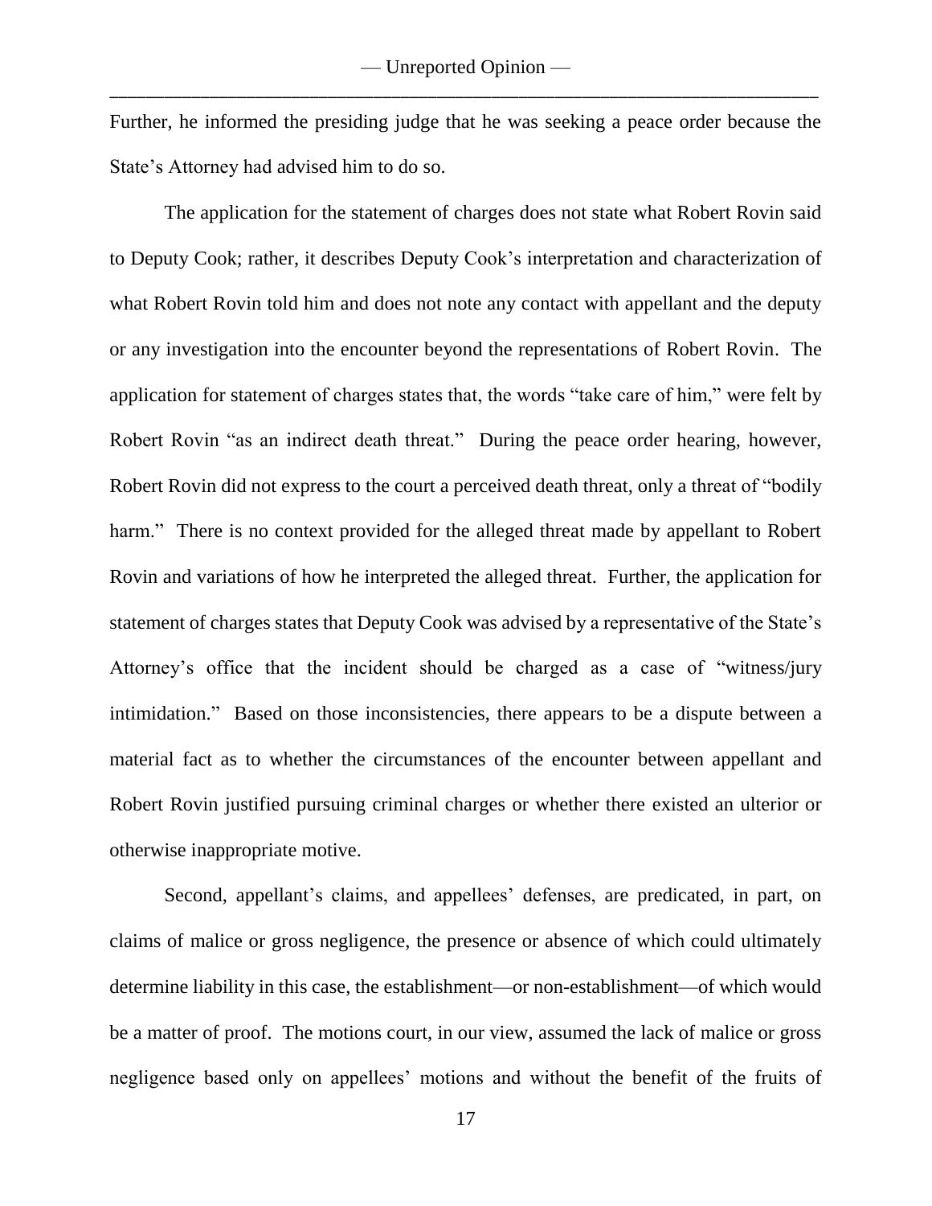Further, he informed the presiding judge that he was seeking a peace order because the State's Attorney had advised him to do so.

The application for the statement of charges does not state what Robert Rovin said to Deputy Cook; rather, it describes Deputy Cook's interpretation and characterization of what Robert Rovin told him and does not note any contact with appellant and the deputy or any investigation into the encounter beyond the representations of Robert Rovin. The application for statement of charges states that, the words "take care of him," were felt by Robert Rovin "as an indirect death threat." During the peace order hearing, however, Robert Rovin did not express to the court a perceived death threat, only a threat of "bodily harm." There is no context provided for the alleged threat made by appellant to Robert Rovin and variations of how he interpreted the alleged threat. Further, the application for statement of charges states that Deputy Cook was advised by a representative of the State's Attorney's office that the incident should be charged as a case of "witness/jury intimidation." Based on those inconsistencies, there appears to be a dispute between a material fact as to whether the circumstances of the encounter between appellant and Robert Rovin justified pursuing criminal charges or whether there existed an ulterior or otherwise inappropriate motive.

Second, appellant's claims, and appellees' defenses, are predicated, in part, on claims of malice or gross negligence, the presence or absence of which could ultimately determine liability in this case, the establishment—or non-establishment—of which would be a matter of proof. The motions court, in our view, assumed the lack of malice or gross negligence based only on appellees' motions and without the benefit of the fruits of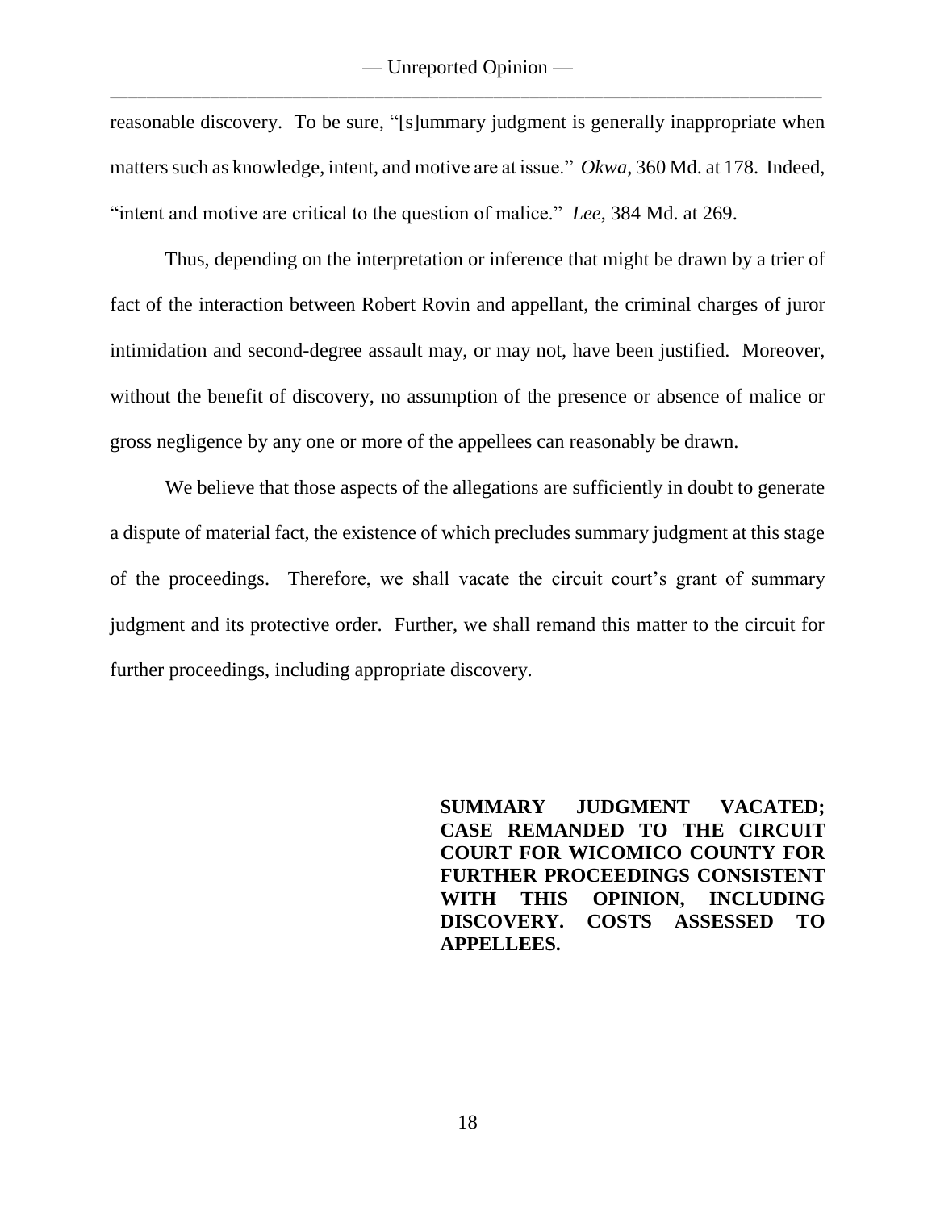reasonable discovery. To be sure, "[s]ummary judgment is generally inappropriate when matters such as knowledge, intent, and motive are at issue." *Okwa*, 360 Md. at 178. Indeed, "intent and motive are critical to the question of malice." *Lee*, 384 Md. at 269.

Thus, depending on the interpretation or inference that might be drawn by a trier of fact of the interaction between Robert Rovin and appellant, the criminal charges of juror intimidation and second-degree assault may, or may not, have been justified. Moreover, without the benefit of discovery, no assumption of the presence or absence of malice or gross negligence by any one or more of the appellees can reasonably be drawn.

We believe that those aspects of the allegations are sufficiently in doubt to generate a dispute of material fact, the existence of which precludes summary judgment at this stage of the proceedings. Therefore, we shall vacate the circuit court's grant of summary judgment and its protective order. Further, we shall remand this matter to the circuit for further proceedings, including appropriate discovery.

**SUMMARY JUDGMENT VACATED; CASE REMANDED TO THE CIRCUIT COURT FOR WICOMICO COUNTY FOR FURTHER PROCEEDINGS CONSISTENT WITH THIS OPINION, INCLUDING DISCOVERY. COSTS ASSESSED TO APPELLEES.**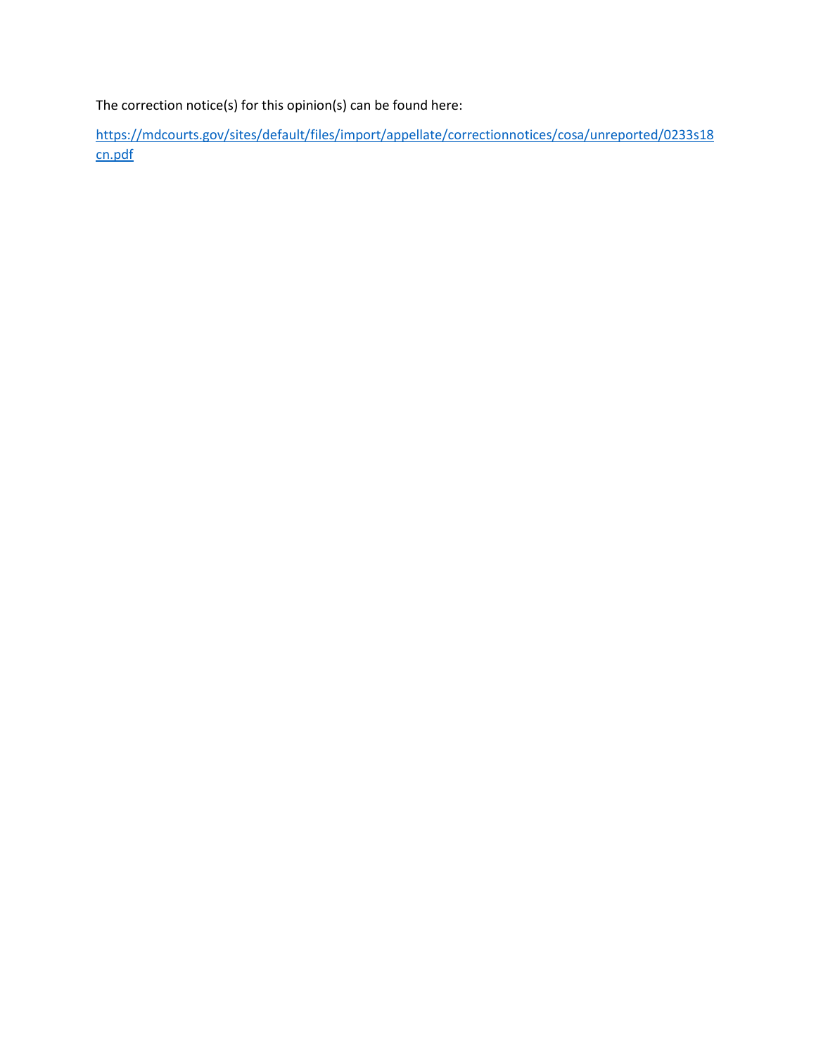The correction notice(s) for this opinion(s) can be found here:

https://mdcourts.gov/sites/default/files/import/appellate/correctionnotices/cosa/unreported/0233s18cn.pdf